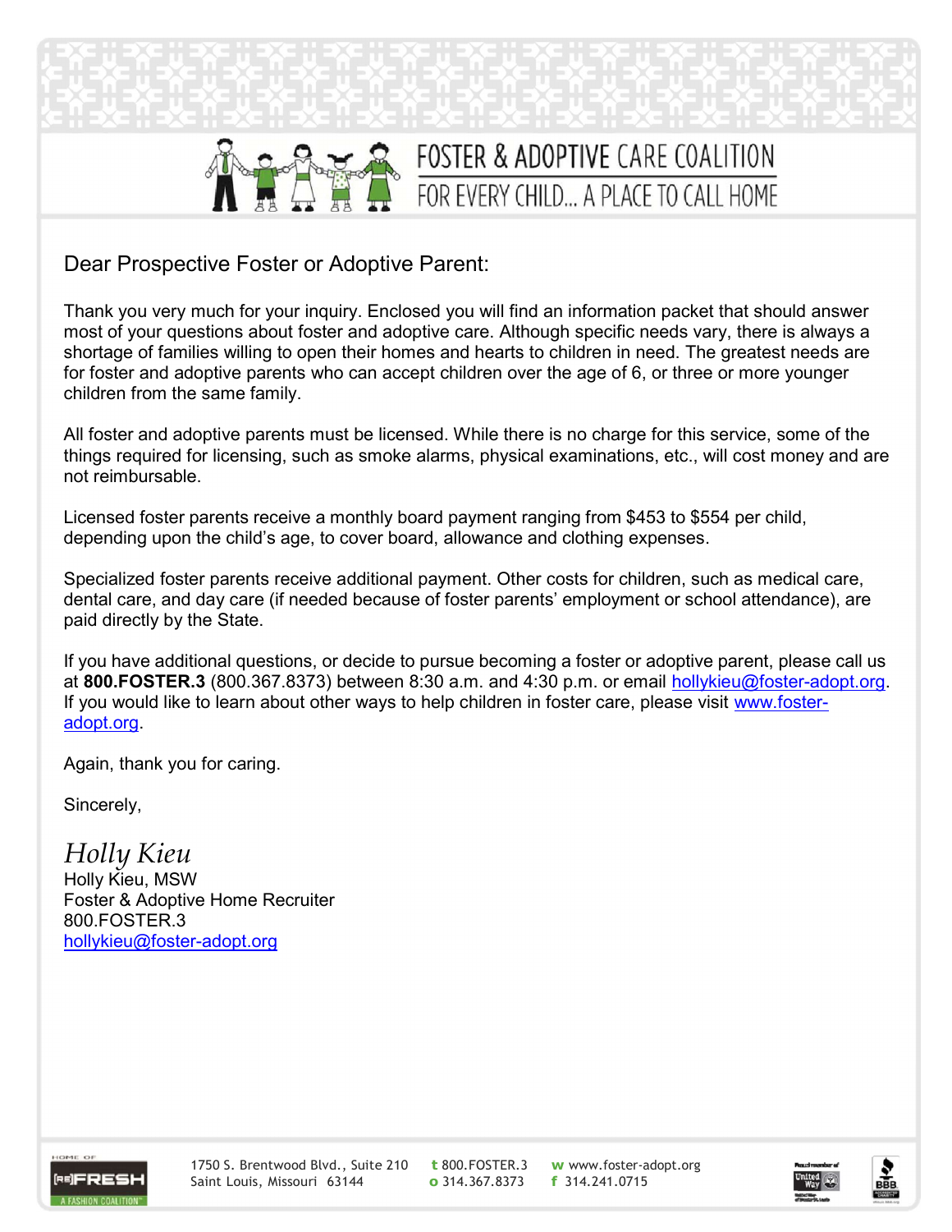# FOSTER & ADOPTIVE CARE COALITION

FOR EVERY CHILD... A PLACE TO CALL HOME

Dear Prospective Foster or Adoptive Parent:

Thank you very much for your inquiry. Enclosed you will find an information packet that should answer most of your questions about foster and adoptive care. Although specific needs vary, there is always a shortage of families willing to open their homes and hearts to children in need. The greatest needs are for foster and adoptive parents who can accept children over the age of 6, or three or more younger children from the same family.

All foster and adoptive parents must be licensed. While there is no charge for this service, some of the things required for licensing, such as smoke alarms, physical examinations, etc., will cost money and are not reimbursable.

Licensed foster parents receive a monthly board payment ranging from $453 to $554 per child, depending upon the child's age, to cover board, allowance and clothing expenses.

Specialized foster parents receive additional payment. Other costs for children, such as medical care, dental care, and day care (if needed because of foster parents' employment or school attendance), are paid directly by the State.

If you have additional questions, or decide to pursue becoming a foster or adoptive parent, please call us at **800.FOSTER.3** (800.367.8373) between 8:30 a.m. and 4:30 p.m. or email hollykieu@foster-adopt.org. If you would like to learn about other ways to help children in foster care, please visit www.foster-adopt.org.

Again, thank you for caring.

Sincerely,

*Holly Kieu*
Holly Kieu, MSW
Foster & Adoptive Home Recruiter
800.FOSTER.3
hollykieu@foster-adopt.org

HOME OF [RE]FRESH A FASHION COALITION

1750 S. Brentwood Blvd., Suite 210
Saint Louis, Missouri 63144

t 800.FOSTER.3
o 314.367.8373

w www.foster-adopt.org
f 314.241.0715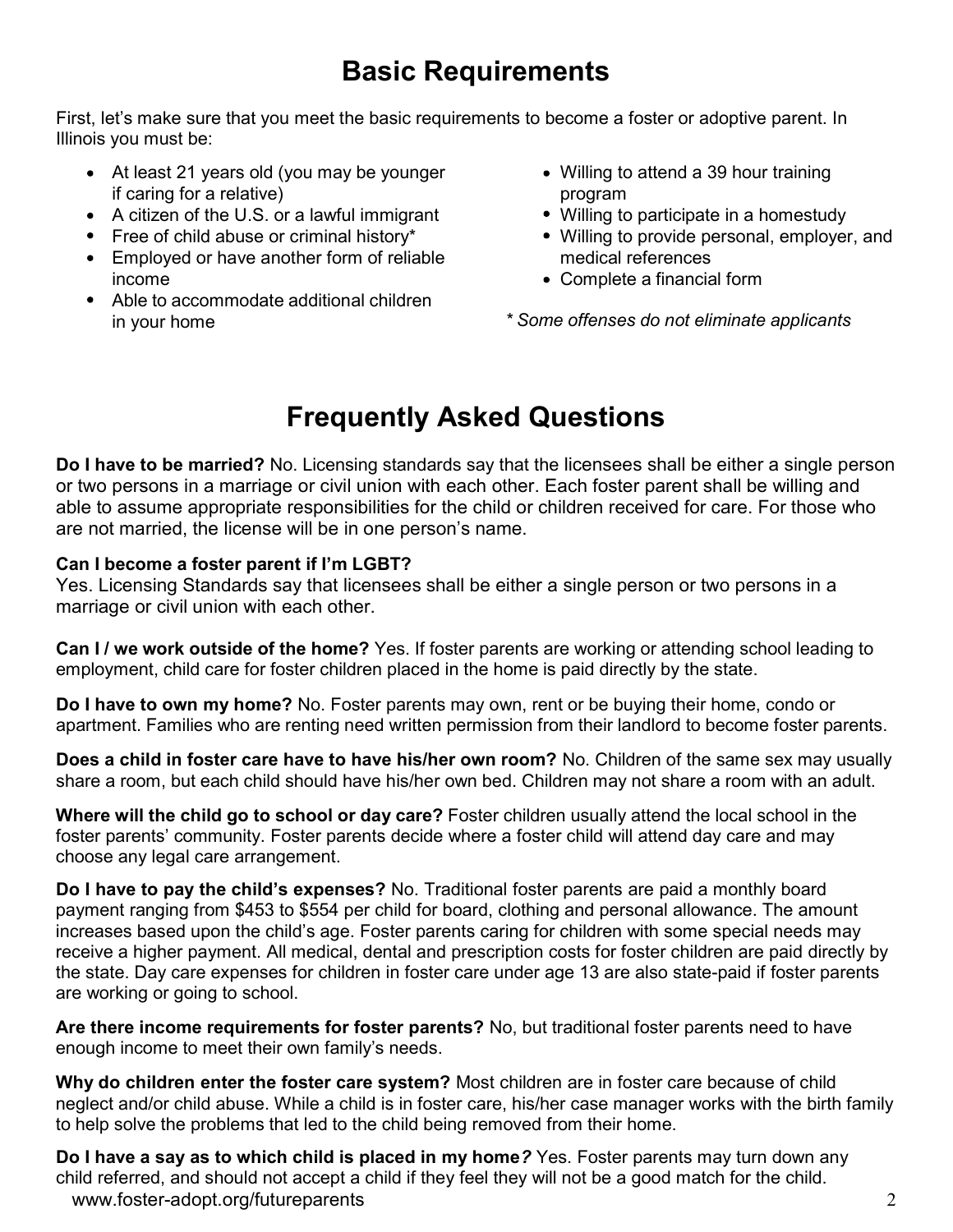# Basic Requirements

First, let's make sure that you meet the basic requirements to become a foster or adoptive parent. In Illinois you must be:

- At least 21 years old (you may be younger if caring for a relative)
- A citizen of the U.S. or a lawful immigrant
- Free of child abuse or criminal history*
- Employed or have another form of reliable income
- Able to accommodate additional children in your home
- Willing to attend a 39 hour training program
- Willing to participate in a homestudy
- Willing to provide personal, employer, and medical references
- Complete a financial form

*\* Some offenses do not eliminate applicants*

# Frequently Asked Questions

**Do I have to be married?** No. Licensing standards say that the licensees shall be either a single person or two persons in a marriage or civil union with each other. Each foster parent shall be willing and able to assume appropriate responsibilities for the child or children received for care. For those who are not married, the license will be in one person's name.

**Can I become a foster parent if I'm LGBT?**
Yes. Licensing Standards say that licensees shall be either a single person or two persons in a marriage or civil union with each other.

**Can I / we work outside of the home?** Yes. If foster parents are working or attending school leading to employment, child care for foster children placed in the home is paid directly by the state.

**Do I have to own my home?** No. Foster parents may own, rent or be buying their home, condo or apartment. Families who are renting need written permission from their landlord to become foster parents.

**Does a child in foster care have to have his/her own room?** No. Children of the same sex may usually share a room, but each child should have his/her own bed. Children may not share a room with an adult.

**Where will the child go to school or day care?** Foster children usually attend the local school in the foster parents' community. Foster parents decide where a foster child will attend day care and may choose any legal care arrangement.

**Do I have to pay the child's expenses?** No. Traditional foster parents are paid a monthly board payment ranging from $453 to $554 per child for board, clothing and personal allowance. The amount increases based upon the child's age. Foster parents caring for children with some special needs may receive a higher payment. All medical, dental and prescription costs for foster children are paid directly by the state. Day care expenses for children in foster care under age 13 are also state-paid if foster parents are working or going to school.

**Are there income requirements for foster parents?** No, but traditional foster parents need to have enough income to meet their own family's needs.

**Why do children enter the foster care system?** Most children are in foster care because of child neglect and/or child abuse. While a child is in foster care, his/her case manager works with the birth family to help solve the problems that led to the child being removed from their home.

**Do I have a say as to which child is placed in my home?** Yes. Foster parents may turn down any child referred, and should not accept a child if they feel they will not be a good match for the child.

www.foster-adopt.org/futureparents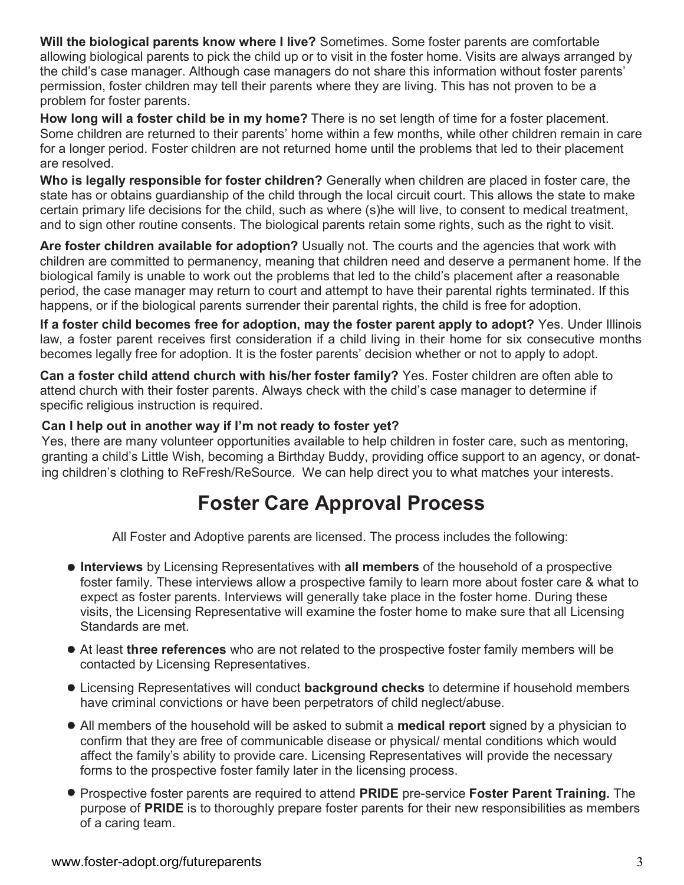**Will the biological parents know where I live?** Sometimes. Some foster parents are comfortable allowing biological parents to pick the child up or to visit in the foster home. Visits are always arranged by the child's case manager. Although case managers do not share this information without foster parents' permission, foster children may tell their parents where they are living. This has not proven to be a problem for foster parents.

**How long will a foster child be in my home?** There is no set length of time for a foster placement. Some children are returned to their parents' home within a few months, while other children remain in care for a longer period. Foster children are not returned home until the problems that led to their placement are resolved.

**Who is legally responsible for foster children?** Generally when children are placed in foster care, the state has or obtains guardianship of the child through the local circuit court. This allows the state to make certain primary life decisions for the child, such as where (s)he will live, to consent to medical treatment, and to sign other routine consents. The biological parents retain some rights, such as the right to visit.

**Are foster children available for adoption?** Usually not. The courts and the agencies that work with children are committed to permanency, meaning that children need and deserve a permanent home. If the biological family is unable to work out the problems that led to the child's placement after a reasonable period, the case manager may return to court and attempt to have their parental rights terminated. If this happens, or if the biological parents surrender their parental rights, the child is free for adoption.

**If a foster child becomes free for adoption, may the foster parent apply to adopt?** Yes. Under Illinois law, a foster parent receives first consideration if a child living in their home for six consecutive months becomes legally free for adoption. It is the foster parents' decision whether or not to apply to adopt.

**Can a foster child attend church with his/her foster family?** Yes. Foster children are often able to attend church with their foster parents. Always check with the child's case manager to determine if specific religious instruction is required.

**Can I help out in another way if I'm not ready to foster yet?**
Yes, there are many volunteer opportunities available to help children in foster care, such as mentoring, granting a child's Little Wish, becoming a Birthday Buddy, providing office support to an agency, or donating children's clothing to ReFresh/ReSource. We can help direct you to what matches your interests.

# Foster Care Approval Process

All Foster and Adoptive parents are licensed. The process includes the following:

- **Interviews** by Licensing Representatives with **all members** of the household of a prospective foster family. These interviews allow a prospective family to learn more about foster care & what to expect as foster parents. Interviews will generally take place in the foster home. During these visits, the Licensing Representative will examine the foster home to make sure that all Licensing Standards are met.
- At least **three references** who are not related to the prospective foster family members will be contacted by Licensing Representatives.
- Licensing Representatives will conduct **background checks** to determine if household members have criminal convictions or have been perpetrators of child neglect/abuse.
- All members of the household will be asked to submit a **medical report** signed by a physician to confirm that they are free of communicable disease or physical/ mental conditions which would affect the family's ability to provide care. Licensing Representatives will provide the necessary forms to the prospective foster family later in the licensing process.
- Prospective foster parents are required to attend **PRIDE** pre-service **Foster Parent Training.** The purpose of **PRIDE** is to thoroughly prepare foster parents for their new responsibilities as members of a caring team.

www.foster-adopt.org/futureparents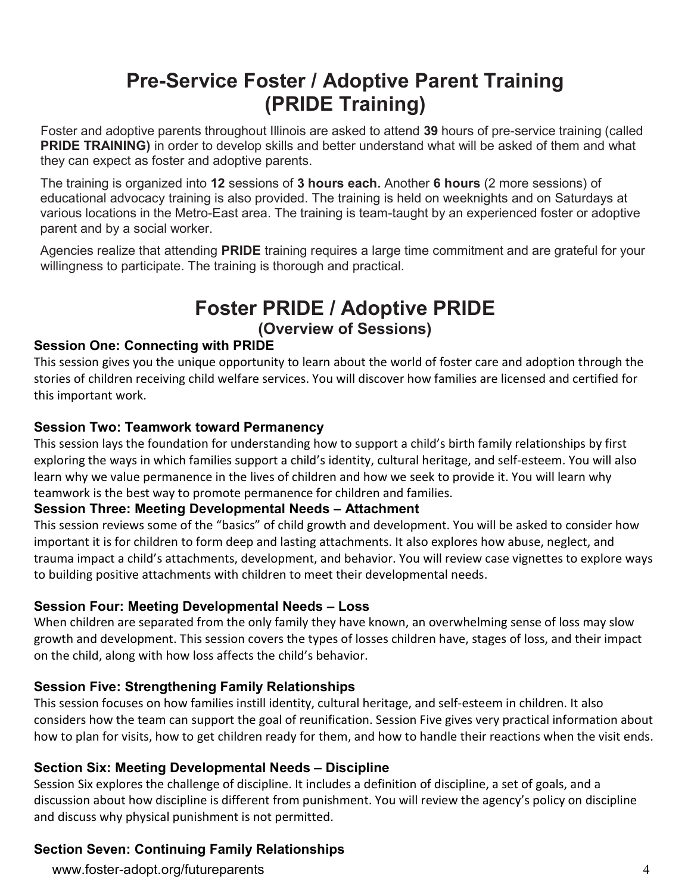# Pre-Service Foster / Adoptive Parent Training (PRIDE Training)

Foster and adoptive parents throughout Illinois are asked to attend **39** hours of pre-service training (called **PRIDE TRAINING)** in order to develop skills and better understand what will be asked of them and what they can expect as foster and adoptive parents.

The training is organized into **12** sessions of **3 hours each.** Another **6 hours** (2 more sessions) of educational advocacy training is also provided. The training is held on weeknights and on Saturdays at various locations in the Metro-East area. The training is team-taught by an experienced foster or adoptive parent and by a social worker.

Agencies realize that attending **PRIDE** training requires a large time commitment and are grateful for your willingness to participate. The training is thorough and practical.

# Foster PRIDE / Adoptive PRIDE

## (Overview of Sessions)

### Session One: Connecting with PRIDE

This session gives you the unique opportunity to learn about the world of foster care and adoption through the stories of children receiving child welfare services. You will discover how families are licensed and certified for this important work.

### Session Two: Teamwork toward Permanency

This session lays the foundation for understanding how to support a child's birth family relationships by first exploring the ways in which families support a child's identity, cultural heritage, and self-esteem. You will also learn why we value permanence in the lives of children and how we seek to provide it. You will learn why teamwork is the best way to promote permanence for children and families.

### Session Three: Meeting Developmental Needs – Attachment

This session reviews some of the "basics" of child growth and development. You will be asked to consider how important it is for children to form deep and lasting attachments. It also explores how abuse, neglect, and trauma impact a child's attachments, development, and behavior. You will review case vignettes to explore ways to building positive attachments with children to meet their developmental needs.

### Session Four: Meeting Developmental Needs – Loss

When children are separated from the only family they have known, an overwhelming sense of loss may slow growth and development. This session covers the types of losses children have, stages of loss, and their impact on the child, along with how loss affects the child's behavior.

### Session Five: Strengthening Family Relationships

This session focuses on how families instill identity, cultural heritage, and self-esteem in children. It also considers how the team can support the goal of reunification. Session Five gives very practical information about how to plan for visits, how to get children ready for them, and how to handle their reactions when the visit ends.

### Section Six: Meeting Developmental Needs – Discipline

Session Six explores the challenge of discipline. It includes a definition of discipline, a set of goals, and a discussion about how discipline is different from punishment. You will review the agency's policy on discipline and discuss why physical punishment is not permitted.

### Section Seven: Continuing Family Relationships

www.foster-adopt.org/futureparents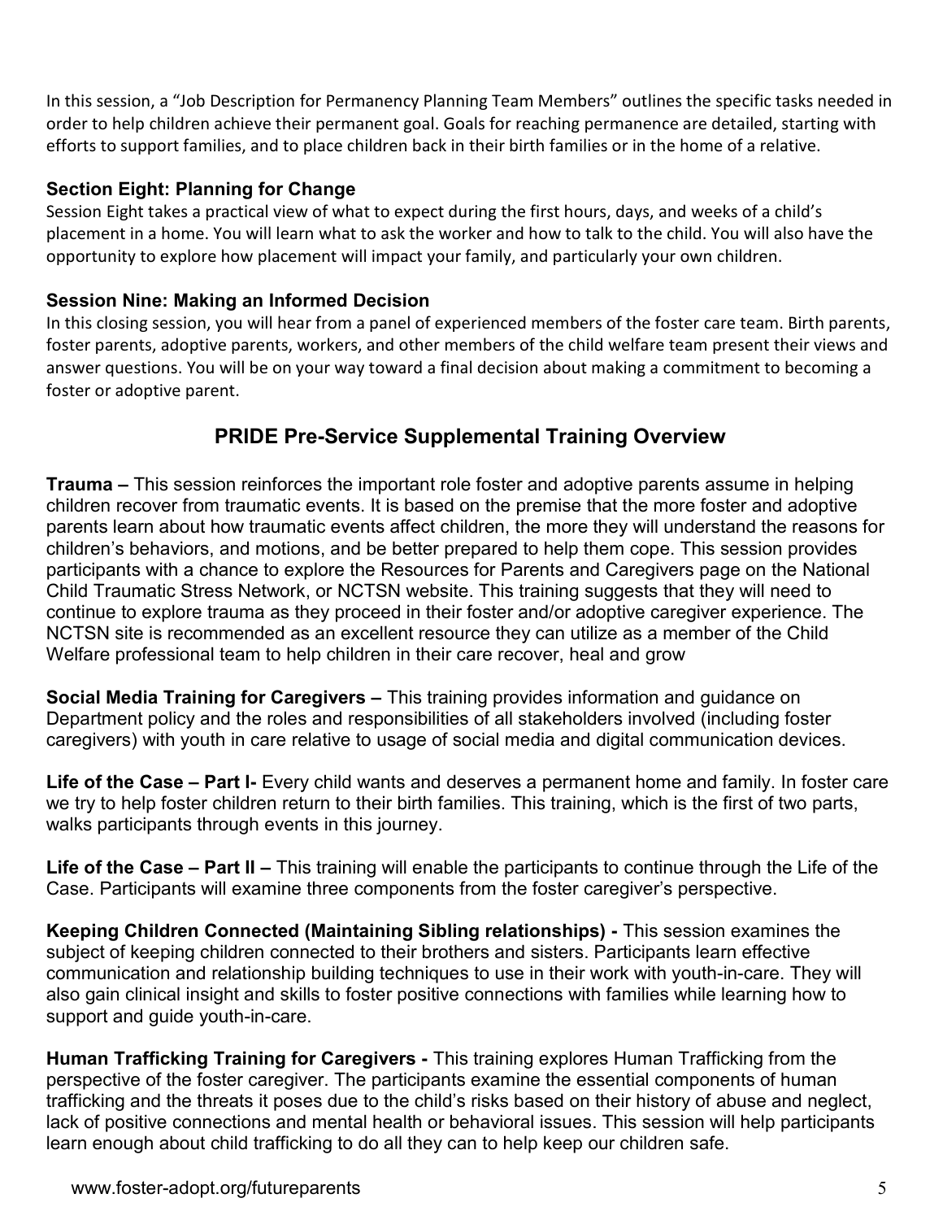In this session, a "Job Description for Permanency Planning Team Members" outlines the specific tasks needed in order to help children achieve their permanent goal. Goals for reaching permanence are detailed, starting with efforts to support families, and to place children back in their birth families or in the home of a relative.

### Section Eight: Planning for Change

Session Eight takes a practical view of what to expect during the first hours, days, and weeks of a child's placement in a home. You will learn what to ask the worker and how to talk to the child. You will also have the opportunity to explore how placement will impact your family, and particularly your own children.

### Session Nine: Making an Informed Decision

In this closing session, you will hear from a panel of experienced members of the foster care team. Birth parents, foster parents, adoptive parents, workers, and other members of the child welfare team present their views and answer questions. You will be on your way toward a final decision about making a commitment to becoming a foster or adoptive parent.

## PRIDE Pre-Service Supplemental Training Overview

**Trauma –** This session reinforces the important role foster and adoptive parents assume in helping children recover from traumatic events. It is based on the premise that the more foster and adoptive parents learn about how traumatic events affect children, the more they will understand the reasons for children's behaviors, and motions, and be better prepared to help them cope. This session provides participants with a chance to explore the Resources for Parents and Caregivers page on the National Child Traumatic Stress Network, or NCTSN website. This training suggests that they will need to continue to explore trauma as they proceed in their foster and/or adoptive caregiver experience. The NCTSN site is recommended as an excellent resource they can utilize as a member of the Child Welfare professional team to help children in their care recover, heal and grow

**Social Media Training for Caregivers –** This training provides information and guidance on Department policy and the roles and responsibilities of all stakeholders involved (including foster caregivers) with youth in care relative to usage of social media and digital communication devices.

**Life of the Case – Part I-** Every child wants and deserves a permanent home and family. In foster care we try to help foster children return to their birth families. This training, which is the first of two parts, walks participants through events in this journey.

**Life of the Case – Part II –** This training will enable the participants to continue through the Life of the Case. Participants will examine three components from the foster caregiver's perspective.

**Keeping Children Connected (Maintaining Sibling relationships) -** This session examines the subject of keeping children connected to their brothers and sisters. Participants learn effective communication and relationship building techniques to use in their work with youth-in-care. They will also gain clinical insight and skills to foster positive connections with families while learning how to support and guide youth-in-care.

**Human Trafficking Training for Caregivers -** This training explores Human Trafficking from the perspective of the foster caregiver. The participants examine the essential components of human trafficking and the threats it poses due to the child's risks based on their history of abuse and neglect, lack of positive connections and mental health or behavioral issues. This session will help participants learn enough about child trafficking to do all they can to help keep our children safe.